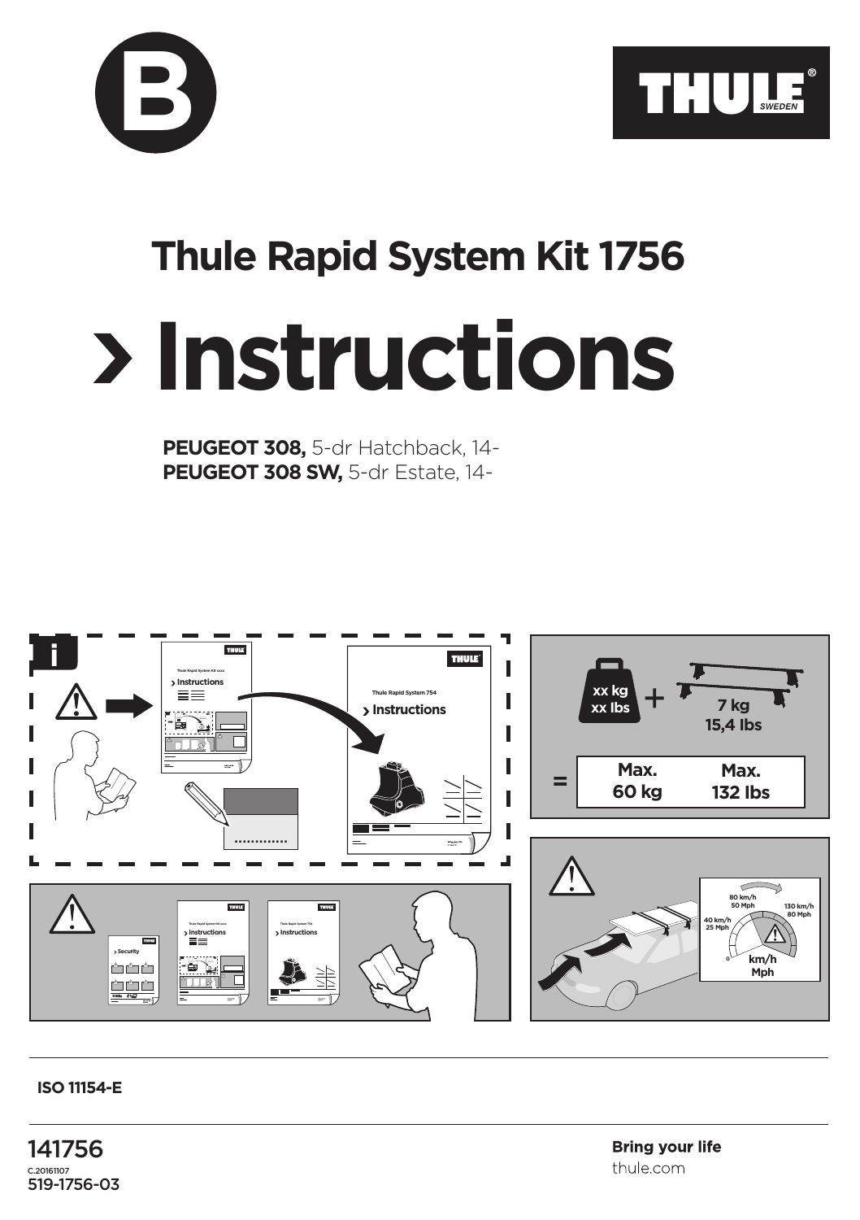B

THULE SWEDEN

# Thule Rapid System Kit 1756

# › Instructions

**PEUGEOT 308,** 5-dr Hatchback, 14-
**PEUGEOT 308 SW,** 5-dr Estate, 14-

i

Thule Rapid System Kit xxxx
› Instructions

Thule Rapid System 754
› Instructions

xx kg
xx lbs
+
7 kg
15,4 lbs

| = | Max. 60 kg | Max. 132 lbs |
|---|---|---|

› Security

Thule Rapid System Kit xxxx
› Instructions

Thule Rapid System 754
› Instructions

80 km/h
50 Mph
130 km/h
80 Mph
40 km/h
25 Mph
0
km/h
Mph

ISO 11154-E

141756
C.20161107
519-1756-03

**Bring your life**
thule.com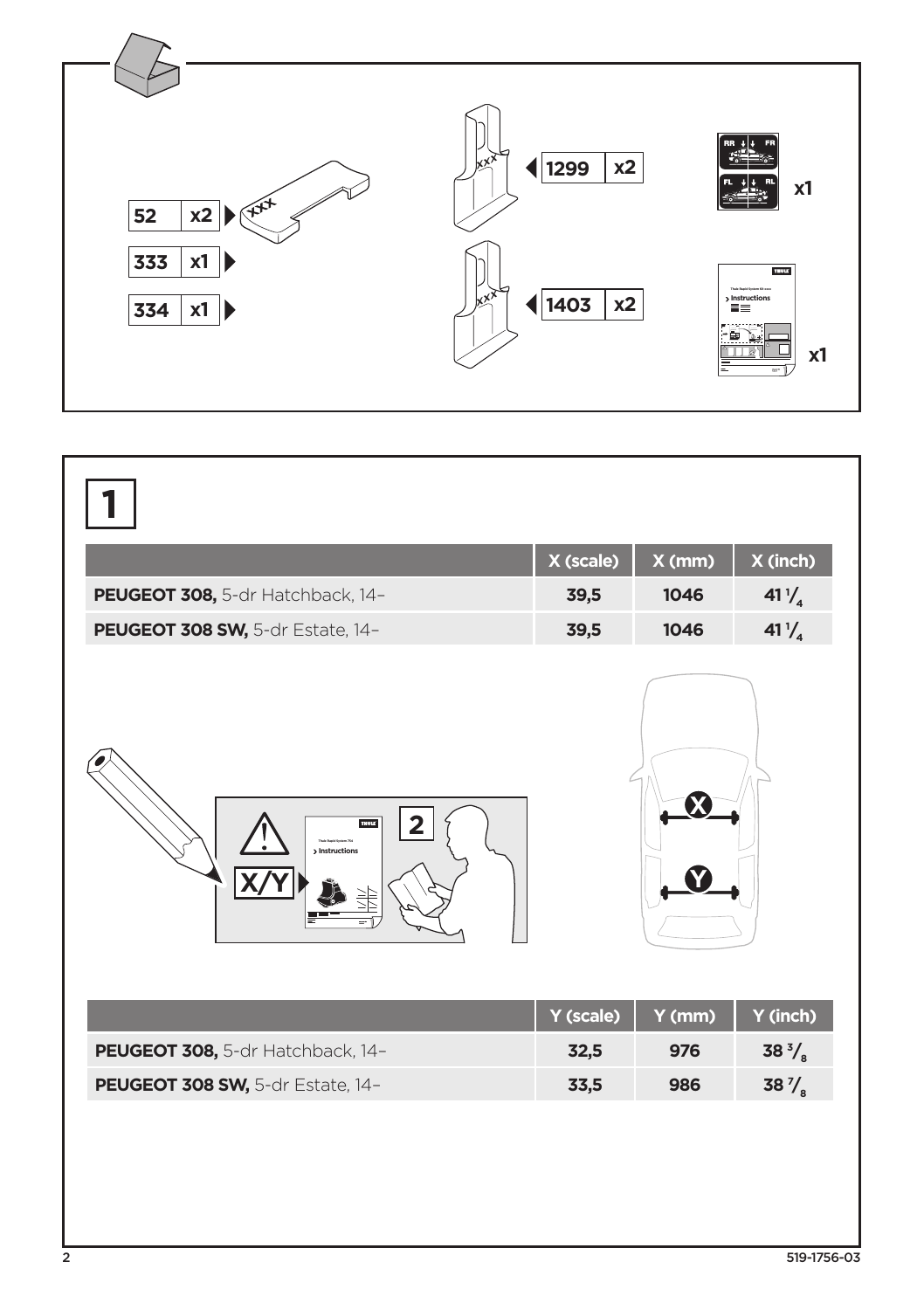| | |
|---|---|
| 52 | x2 |
| 333 | x1 |
| 334 | x1 |
| 1299 | x2 |
| 1403 | x2 |

x1

x1

# 1

| | X (scale) | X (mm) | X (inch) |
|---|---|---|---|
| **PEUGEOT 308,** 5-dr Hatchback, 14– | 39,5 | 1046 | 41 1/4 |
| **PEUGEOT 308 SW,** 5-dr Estate, 14– | 39,5 | 1046 | 41 1/4 |

X/Y

2

| | Y (scale) | Y (mm) | Y (inch) |
|---|---|---|---|
| **PEUGEOT 308,** 5-dr Hatchback, 14– | 32,5 | 976 | 38 3/8 |
| **PEUGEOT 308 SW,** 5-dr Estate, 14– | 33,5 | 986 | 38 7/8 |

519-1756-03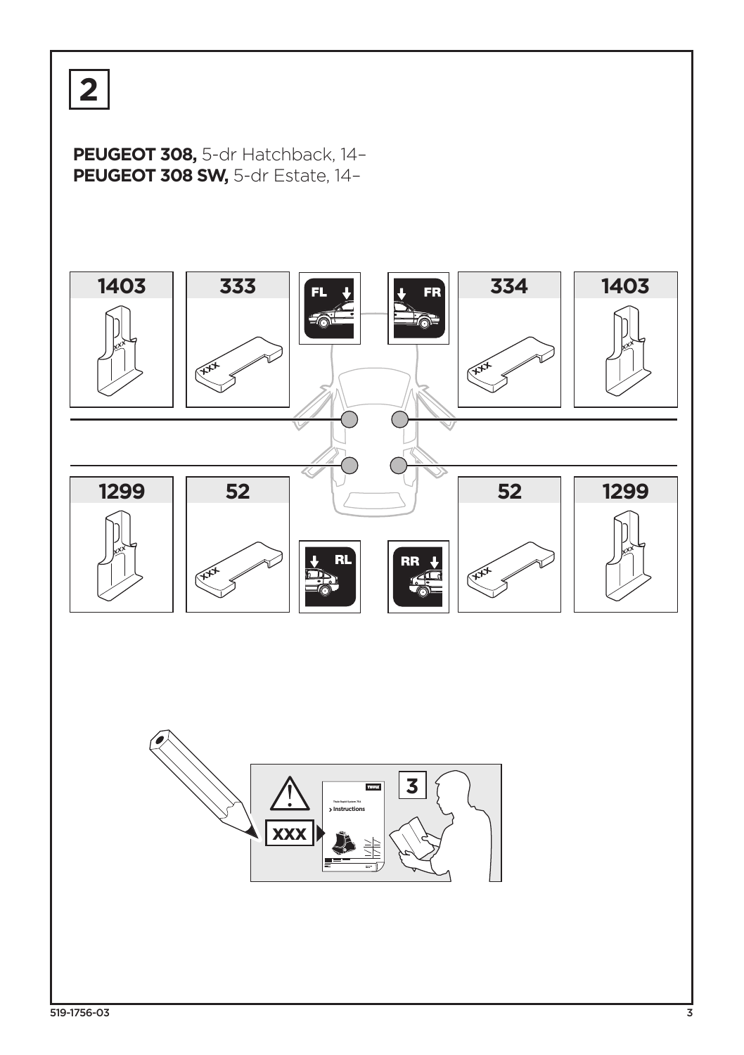**2**

**PEUGEOT 308,** 5-dr Hatchback, 14–
**PEUGEOT 308 SW,** 5-dr Estate, 14–

| | | | | | |
|---|---|---|---|---|---|
| 1403 | 333 | FL | FR | 334 | 1403 |
| 1299 | 52 | RL | RR | 52 | 1299 |

XXX

3

519-1756-03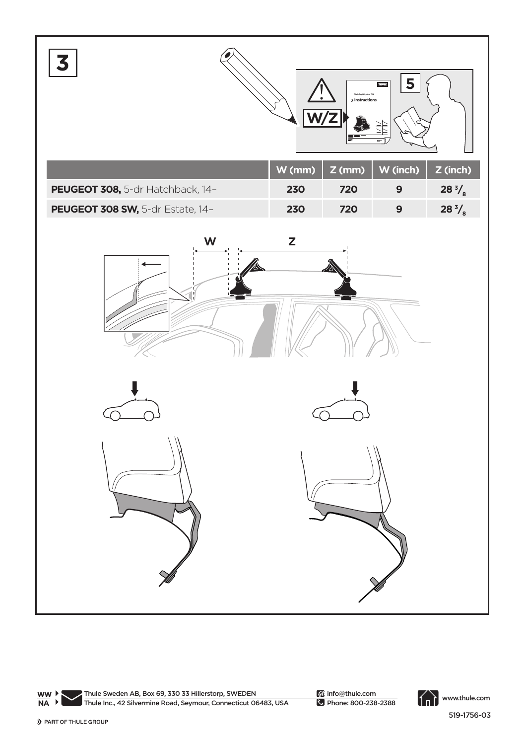**3**

5

| | W (mm) | Z (mm) | W (inch) | Z (inch) |
|---|---|---|---|---|
| **PEUGEOT 308,** 5-dr Hatchback, 14– | **230** | **720** | **9** | **28 $^3/_8$** |
| **PEUGEOT 308 SW,** 5-dr Estate, 14– | **230** | **720** | **9** | **28 $^3/_8$** |

W Z

WW Thule Sweden AB, Box 69, 330 33 Hillerstorp, SWEDEN

NA Thule Inc., 42 Silvermine Road, Seymour, Connecticut 06483, USA

info@thule.com

Phone: 800-238-2388

www.thule.com

519-1756-03

PART OF THULE GROUP